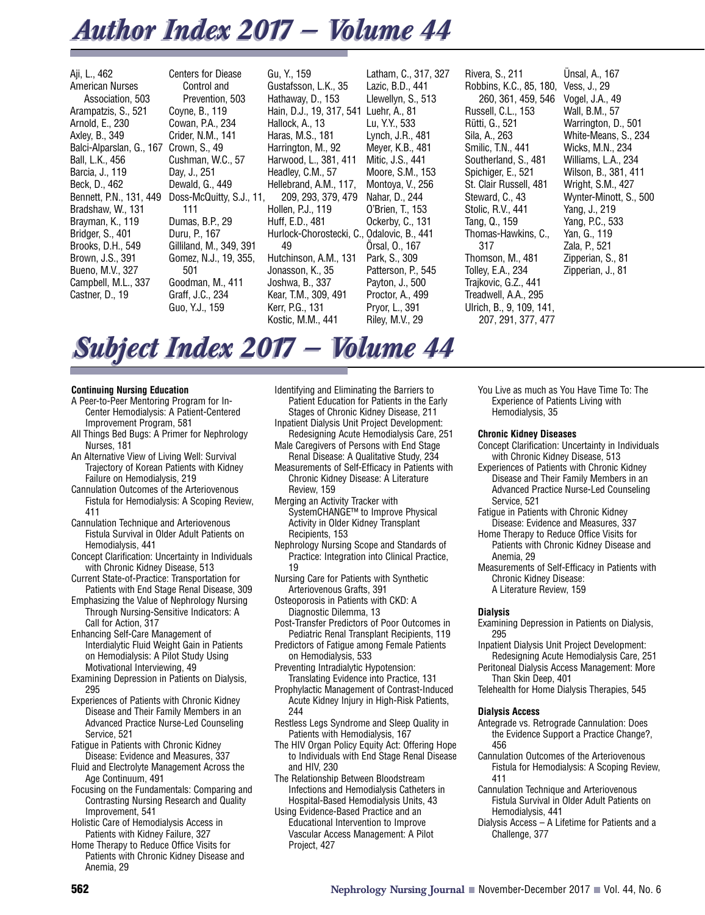# Author Index 2017 – Volume 44

Aji, L., 462
American Nurses Association, 503
Arampatzis, S., 521
Arnold, E., 230
Axley, B., 349
Balci-Alparslan, G., 167
Ball, L.K., 456
Barcia, J., 119
Beck, D., 462
Bennett, P.N., 131, 449
Bradshaw, W., 131
Brayman, K., 119
Bridger, S., 401
Brooks, D.H., 549
Brown, J.S., 391
Bueno, M.V., 327
Campbell, M.L., 337
Castner, D., 19
Centers for Diease Control and Prevention, 503
Coyne, B., 119
Cowan, P.A., 234
Crider, N.M., 141
Crown, S., 49
Cushman, W.C., 57
Day, J., 251
Dewald, G., 449
Doss-McQuitty, S.J., 11, 111
Dumas, B.P., 29
Duru, P., 167
Gilliland, M., 349, 391
Gomez, N.J., 19, 355, 501
Goodman, M., 411
Graff, J.C., 234
Guo, Y.J., 159
Gu, Y., 159
Gustafsson, L.K., 35
Hathaway, D., 153
Hain, D.J., 19, 317, 541
Hallock, A., 13
Haras, M.S., 181
Harrington, M., 92
Harwood, L., 381, 411
Headley, C.M., 57
Hellebrand, A.M., 117, 209, 293, 379, 479
Hollen, P.J., 119
Huff, E.D., 481
Hurlock-Chorostecki, C., 49
Hutchinson, A.M., 131
Jonasson, K., 35
Joshwa, B., 337
Kear, T.M., 309, 491
Kerr, P.G., 131
Kostic, M.M., 441
Latham, C., 317, 327
Lazic, B.D., 441
Llewellyn, S., 513
Luehr, A., 81
Lu, Y.Y., 533
Lynch, J.R., 481
Meyer, K.B., 481
Mitic, J.S., 441
Moore, S.M., 153
Montoya, V., 256
Nahar, D., 244
O'Brien, T., 153
Ockerby, C., 131
Odalovic, B., 441
Örsal, O., 167
Park, S., 309
Patterson, P., 545
Payton, J., 500
Proctor, A., 499
Pryor, L., 391
Riley, M.V., 29
Rivera, S., 211
Robbins, K.C., 85, 180, 260, 361, 459, 546
Russell, C.L., 153
Rütti, G., 521
Sila, A., 263
Smilic, T.N., 441
Southerland, S., 481
Spichiger, E., 521
St. Clair Russell, 481
Steward, C., 43
Stolic, R.V., 441
Tang, Q., 159
Thomas-Hawkins, C., 317
Thomson, M., 481
Tolley, E.A., 234
Trajkovic, G.Z., 441
Treadwell, A.A., 295
Ulrich, B., 9, 109, 141, 207, 291, 377, 477
Ünsal, A., 167
Vess, J., 29
Vogel, J.A., 49
Wall, B.M., 57
Warrington, D., 501
White-Means, S., 234
Wicks, M.N., 234
Williams, L.A., 234
Wilson, B., 381, 411
Wright, S.M., 427
Wynter-Minott, S., 500
Yang, J., 219
Yang, P.C., 533
Yan, G., 119
Zala, P., 521
Zipperian, S., 81
Zipperian, J., 81

# Subject Index 2017 – Volume 44

**Continuing Nursing Education**

A Peer-to-Peer Mentoring Program for In-Center Hemodialysis: A Patient-Centered Improvement Program, 581
All Things Bed Bugs: A Primer for Nephrology Nurses, 181
An Alternative View of Living Well: Survival Trajectory of Korean Patients with Kidney Failure on Hemodialysis, 219
Cannulation Outcomes of the Arteriovenous Fistula for Hemodialysis: A Scoping Review, 411
Cannulation Technique and Arteriovenous Fistula Survival in Older Adult Patients on Hemodialysis, 441
Concept Clarification: Uncertainty in Individuals with Chronic Kidney Disease, 513
Current State-of-Practice: Transportation for Patients with End Stage Renal Disease, 309
Emphasizing the Value of Nephrology Nursing Through Nursing-Sensitive Indicators: A Call for Action, 317
Enhancing Self-Care Management of Interdialytic Fluid Weight Gain in Patients on Hemodialysis: A Pilot Study Using Motivational Interviewing, 49
Examining Depression in Patients on Dialysis, 295
Experiences of Patients with Chronic Kidney Disease and Their Family Members in an Advanced Practice Nurse-Led Counseling Service, 521
Fatigue in Patients with Chronic Kidney Disease: Evidence and Measures, 337
Fluid and Electrolyte Management Across the Age Continuum, 491
Focusing on the Fundamentals: Comparing and Contrasting Nursing Research and Quality Improvement, 541
Holistic Care of Hemodialysis Access in Patients with Kidney Failure, 327
Home Therapy to Reduce Office Visits for Patients with Chronic Kidney Disease and Anemia, 29
Identifying and Eliminating the Barriers to Patient Education for Patients in the Early Stages of Chronic Kidney Disease, 211
Inpatient Dialysis Unit Project Development: Redesigning Acute Hemodialysis Care, 251
Male Caregivers of Persons with End Stage Renal Disease: A Qualitative Study, 234
Measurements of Self-Efficacy in Patients with Chronic Kidney Disease: A Literature Review, 159
Merging an Activity Tracker with SystemCHANGE™ to Improve Physical Activity in Older Kidney Transplant Recipients, 153
Nephrology Nursing Scope and Standards of Practice: Integration into Clinical Practice, 19
Nursing Care for Patients with Synthetic Arteriovenous Grafts, 391
Osteoporosis in Patients with CKD: A Diagnostic Dilemma, 13
Post-Transfer Predictors of Poor Outcomes in Pediatric Renal Transplant Recipients, 119
Predictors of Fatigue among Female Patients on Hemodialysis, 533
Preventing Intradialytic Hypotension: Translating Evidence into Practice, 131
Prophylactic Management of Contrast-Induced Acute Kidney Injury in High-Risk Patients, 244
Restless Legs Syndrome and Sleep Quality in Patients with Hemodialysis, 167
The HIV Organ Policy Equity Act: Offering Hope to Individuals with End Stage Renal Disease and HIV, 230
The Relationship Between Bloodstream Infections and Hemodialysis Catheters in Hospital-Based Hemodialysis Units, 43
Using Evidence-Based Practice and an Educational Intervention to Improve Vascular Access Management: A Pilot Project, 427
You Live as much as You Have Time To: The Experience of Patients Living with Hemodialysis, 35

**Chronic Kidney Diseases**

Concept Clarification: Uncertainty in Individuals with Chronic Kidney Disease, 513
Experiences of Patients with Chronic Kidney Disease and Their Family Members in an Advanced Practice Nurse-Led Counseling Service, 521
Fatigue in Patients with Chronic Kidney Disease: Evidence and Measures, 337
Home Therapy to Reduce Office Visits for Patients with Chronic Kidney Disease and Anemia, 29
Measurements of Self-Efficacy in Patients with Chronic Kidney Disease: A Literature Review, 159

**Dialysis**

Examining Depression in Patients on Dialysis, 295
Inpatient Dialysis Unit Project Development: Redesigning Acute Hemodialysis Care, 251
Peritoneal Dialysis Access Management: More Than Skin Deep, 401
Telehealth for Home Dialysis Therapies, 545

**Dialysis Access**

Antegrade vs. Retrograde Cannulation: Does the Evidence Support a Practice Change?, 456
Cannulation Outcomes of the Arteriovenous Fistula for Hemodialysis: A Scoping Review, 411
Cannulation Technique and Arteriovenous Fistula Survival in Older Adult Patients on Hemodialysis, 441
Dialysis Access – A Lifetime for Patients and a Challenge, 377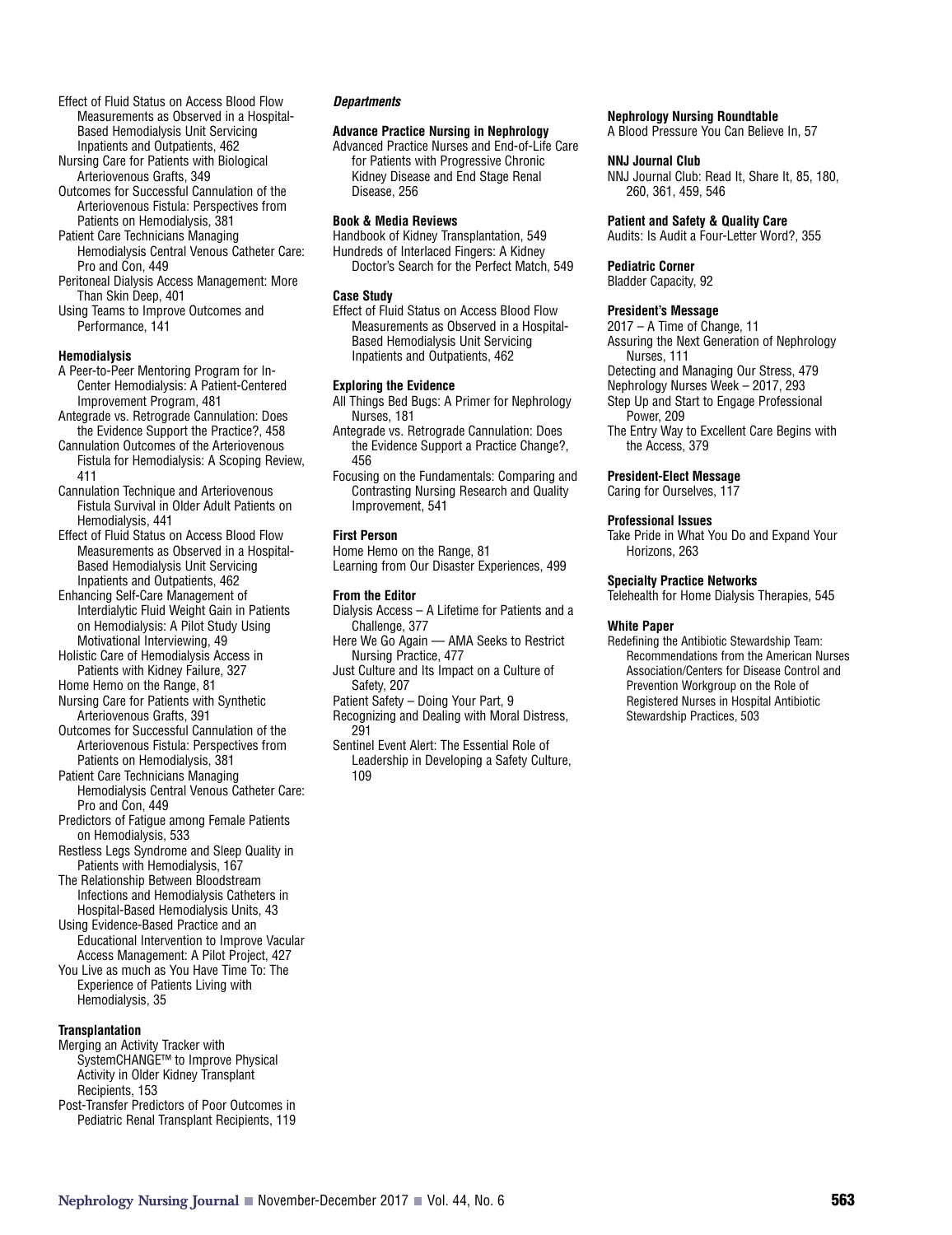Effect of Fluid Status on Access Blood Flow Measurements as Observed in a Hospital-Based Hemodialysis Unit Servicing Inpatients and Outpatients, 462

Nursing Care for Patients with Biological Arteriovenous Grafts, 349

Outcomes for Successful Cannulation of the Arteriovenous Fistula: Perspectives from Patients on Hemodialysis, 381

Patient Care Technicians Managing Hemodialysis Central Venous Catheter Care: Pro and Con, 449

Peritoneal Dialysis Access Management: More Than Skin Deep, 401

Using Teams to Improve Outcomes and Performance, 141

**Hemodialysis**

A Peer-to-Peer Mentoring Program for In-Center Hemodialysis: A Patient-Centered Improvement Program, 481

Antegrade vs. Retrograde Cannulation: Does the Evidence Support the Practice?, 458

Cannulation Outcomes of the Arteriovenous Fistula for Hemodialysis: A Scoping Review, 411

Cannulation Technique and Arteriovenous Fistula Survival in Older Adult Patients on Hemodialysis, 441

Effect of Fluid Status on Access Blood Flow Measurements as Observed in a Hospital-Based Hemodialysis Unit Servicing Inpatients and Outpatients, 462

Enhancing Self-Care Management of Interdialytic Fluid Weight Gain in Patients on Hemodialysis: A Pilot Study Using Motivational Interviewing, 49

Holistic Care of Hemodialysis Access in Patients with Kidney Failure, 327

Home Hemo on the Range, 81

Nursing Care for Patients with Synthetic Arteriovenous Grafts, 391

Outcomes for Successful Cannulation of the Arteriovenous Fistula: Perspectives from Patients on Hemodialysis, 381

Patient Care Technicians Managing Hemodialysis Central Venous Catheter Care: Pro and Con, 449

Predictors of Fatigue among Female Patients on Hemodialysis, 533

Restless Legs Syndrome and Sleep Quality in Patients with Hemodialysis, 167

The Relationship Between Bloodstream Infections and Hemodialysis Catheters in Hospital-Based Hemodialysis Units, 43

Using Evidence-Based Practice and an Educational Intervention to Improve Vacular Access Management: A Pilot Project, 427

You Live as much as You Have Time To: The Experience of Patients Living with Hemodialysis, 35

**Transplantation**

Merging an Activity Tracker with SystemCHANGE™ to Improve Physical Activity in Older Kidney Transplant Recipients, 153

Post-Transfer Predictors of Poor Outcomes in Pediatric Renal Transplant Recipients, 119

***Departments***

**Advance Practice Nursing in Nephrology**

Advanced Practice Nurses and End-of-Life Care for Patients with Progressive Chronic Kidney Disease and End Stage Renal Disease, 256

**Book & Media Reviews**

Handbook of Kidney Transplantation, 549

Hundreds of Interlaced Fingers: A Kidney Doctor's Search for the Perfect Match, 549

**Case Study**

Effect of Fluid Status on Access Blood Flow Measurements as Observed in a Hospital-Based Hemodialysis Unit Servicing Inpatients and Outpatients, 462

**Exploring the Evidence**

All Things Bed Bugs: A Primer for Nephrology Nurses, 181

Antegrade vs. Retrograde Cannulation: Does the Evidence Support a Practice Change?, 456

Focusing on the Fundamentals: Comparing and Contrasting Nursing Research and Quality Improvement, 541

**First Person**

Home Hemo on the Range, 81

Learning from Our Disaster Experiences, 499

**From the Editor**

Dialysis Access – A Lifetime for Patients and a Challenge, 377

Here We Go Again — AMA Seeks to Restrict Nursing Practice, 477

Just Culture and Its Impact on a Culture of Safety, 207

Patient Safety – Doing Your Part, 9

Recognizing and Dealing with Moral Distress, 291

Sentinel Event Alert: The Essential Role of Leadership in Developing a Safety Culture, 109

**Nephrology Nursing Roundtable**

A Blood Pressure You Can Believe In, 57

**NNJ Journal Club**

NNJ Journal Club: Read It, Share It, 85, 180, 260, 361, 459, 546

**Patient and Safety & Quality Care**

Audits: Is Audit a Four-Letter Word?, 355

**Pediatric Corner**

Bladder Capacity, 92

**President's Message**

2017 – A Time of Change, 11

Assuring the Next Generation of Nephrology Nurses, 111

Detecting and Managing Our Stress, 479

Nephrology Nurses Week – 2017, 293

Step Up and Start to Engage Professional Power, 209

The Entry Way to Excellent Care Begins with the Access, 379

**President-Elect Message**

Caring for Ourselves, 117

**Professional Issues**

Take Pride in What You Do and Expand Your Horizons, 263

**Specialty Practice Networks**

Telehealth for Home Dialysis Therapies, 545

**White Paper**

Redefining the Antibiotic Stewardship Team: Recommendations from the American Nurses Association/Centers for Disease Control and Prevention Workgroup on the Role of Registered Nurses in Hospital Antibiotic Stewardship Practices, 503